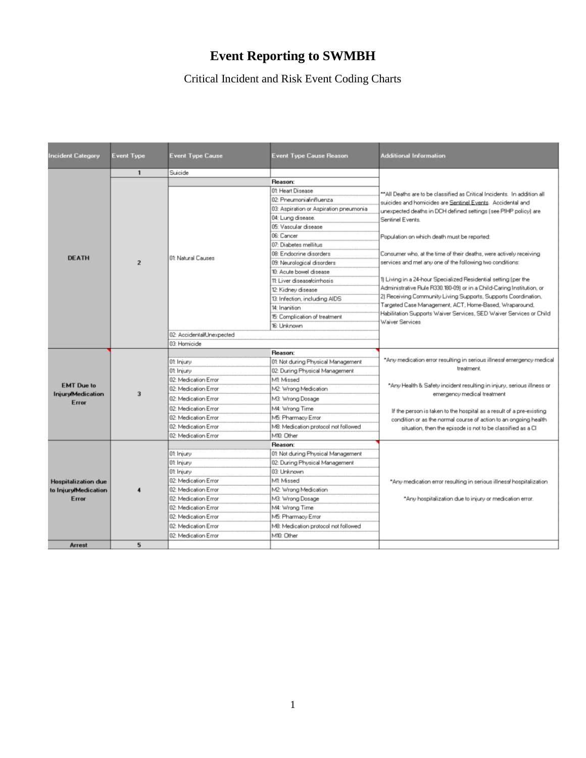# Event Reporting to SWMBH

Critical Incident and Risk Event Coding Charts

| Incident Category | Event Type | Event Type Cause | Event Type Cause Reason | Additional Information |
|---|---|---|---|---|
| DEATH | 1 | Suicide | | **All Deaths are to be classified as Critical Incidents. In addition all suicides and homicides are Sentinel Events. Accidental and unexpected deaths in DCH defined settings (see PIHP policy) are Sentinel Events.<br><br>Population on which death must be reported:<br><br>Consumer who, at the time of their deaths, were actively receiving services and met any one of the following two conditions:<br><br>1) Living in a 24-hour Specialized Residential setting (per the Administrative Rule R330.180-09) or in a Child-Caring Institution, or<br>2) Receiving Community Living Supports, Supports Coordination, Targeted Case Management, ACT, Home-Based, Wraparound, Habilitation Supports Waiver Services, SED Waiver Services or Child Waiver Services |
| | 2 | | **Reason:** | |
| | | 01: Natural Causes | 01: Heart Disease | |
| | | | 02: Pneumonia/influenza | |
| | | | 03: Aspiration or Aspiration pneumonia | |
| | | | 04: Lung disease. | |
| | | | 05: Vascular disease | |
| | | | 06: Cancer | |
| | | | 07: Diabetes mellitus | |
| | | | 08: Endocrine disorders | |
| | | | 09: Neurological disorders | |
| | | | 10: Acute bowel disease | |
| | | | 11: Liver disease/cirrhosis | |
| | | | 12: Kidney disease | |
| | | | 13: Infection, including AIDS | |
| | | | 14: Inanition | |
| | | | 15: Complication of treatment | |
| | | | 16: Unknown | |
| | | 02: Accidental/Unexpected | | |
| | | 03: Homicide | | |
| EMT Due to Injury/Medication Error | 3 | | **Reason:** | *Any medication error resulting in serious illness/ emergency medical treatment.<br><br>*Any Health & Safety incident resulting in injury, serious illness or emergency medical treatment<br><br>If the person is taken to the hospital as a result of a pre-existing condition or as the normal course of action to an ongoing health situation, then the episode is not to be classified as a CI |
| | | 01: Injury | 01: Not during Physical Management | |
| | | 01: Injury | 02: During Physical Management | |
| | | 02: Medication Error | M1: Missed | |
| | | 02: Medication Error | M2: Wrong Medication | |
| | | 02: Medication Error | M3: Wrong Dosage | |
| | | 02: Medication Error | M4: Wrong Time | |
| | | 02: Medication Error | M5: Pharmacy Error | |
| | | 02: Medication Error | M8: Medication protocol not followed | |
| | | 02: Medication Error | M10: Other | |
| Hospitalization due to Injury/Medication Error | 4 | | **Reason:** | *Any medication error resulting in serious illness/ hospitalization<br><br>*Any hospitalization due to injury or medication error. |
| | | 01: Injury | 01: Not during Physical Management | |
| | | 01: Injury | 02: During Physical Management | |
| | | 01: Injury | 03: Unknown | |
| | | 02: Medication Error | M1: Missed | |
| | | 02: Medication Error | M2: Wrong Medication | |
| | | 02: Medication Error | M3: Wrong Dosage | |
| | | 02: Medication Error | M4: Wrong Time | |
| | | 02: Medication Error | M5: Pharmacy Error | |
| | | 02: Medication Error | M8: Medication protocol not followed | |
| | | 02: Medication Error | M10: Other | |
| Arrest | 5 | | | |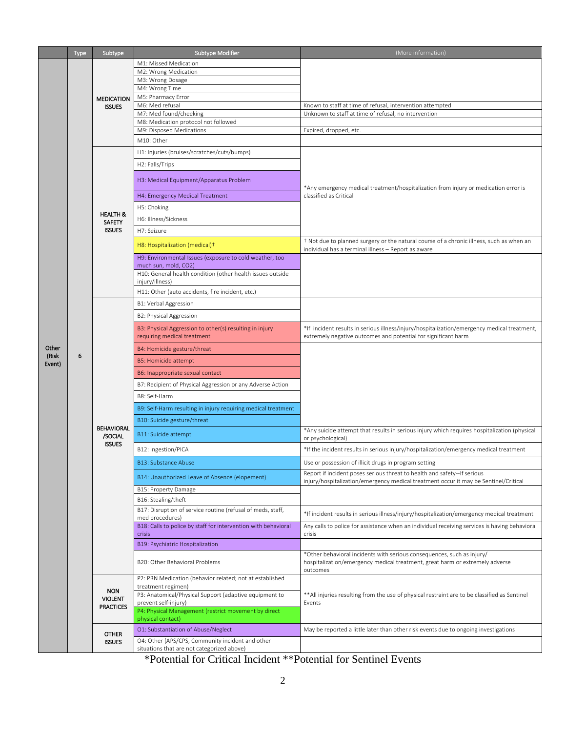| | Type | Subtype | Subtype Modifier | (More information) |
|---|---|---|---|---|
| Other (Risk Event) | 6 | MEDICATION ISSUES | M1: Missed Medication | |
| | | | M2: Wrong Medication | |
| | | | M3: Wrong Dosage | |
| | | | M4: Wrong Time | |
| | | | M5: Pharmacy Error | |
| | | | M6: Med refusal | Known to staff at time of refusal, intervention attempted |
| | | | M7: Med found/cheeking | Unknown to staff at time of refusal, no intervention |
| | | | M8: Medication protocol not followed | |
| | | | M9: Disposed Medications | Expired, dropped, etc. |
| | | | M10: Other | |
| | | HEALTH & SAFETY ISSUES | H1: Injuries (bruises/scratches/cuts/bumps) | *Any emergency medical treatment/hospitalization from injury or medication error is classified as Critical |
| | | | H2: Falls/Trips | |
| | | | H3: Medical Equipment/Apparatus Problem | |
| | | | H4: Emergency Medical Treatment | |
| | | | H5: Choking | |
| | | | H6: Illness/Sickness | |
| | | | H7: Seizure | |
| | | | H8: Hospitalization (medical)† | † Not due to planned surgery or the natural course of a chronic illness, such as when an individual has a terminal illness – Report as aware |
| | | | H9: Environmental Issues (exposure to cold weather, too much sun, mold, CO2) | |
| | | | H10: General health condition (other health issues outside injury/illness) | |
| | | | H11: Other (auto accidents, fire incident, etc.) | |
| | | BEHAVIORAL /SOCIAL ISSUES | B1: Verbal Aggression | |
| | | | B2: Physical Aggression | |
| | | | B3: Physical Aggression to other(s) resulting in injury requiring medical treatment | *If incident results in serious illness/injury/hospitalization/emergency medical treatment, extremely negative outcomes and potential for significant harm |
| | | | B4: Homicide gesture/threat | |
| | | | B5: Homicide attempt | |
| | | | B6: Inappropriate sexual contact | |
| | | | B7: Recipient of Physical Aggression or any Adverse Action | |
| | | | B8: Self-Harm | |
| | | | B9: Self-Harm resulting in injury requiring medical treatment | |
| | | | B10: Suicide gesture/threat | |
| | | | B11: Suicide attempt | *Any suicide attempt that results in serious injury which requires hospitalization (physical or psychological) |
| | | | B12: Ingestion/PICA | *If the incident results in serious injury/hospitalization/emergency medical treatment |
| | | | B13: Substance Abuse | Use or possession of illicit drugs in program setting |
| | | | B14: Unauthorized Leave of Absence (elopement) | Report if incident poses serious threat to health and safety--If serious injury/hospitalization/emergency medical treatment occur it may be Sentinel/Critical |
| | | | B15: Property Damage | |
| | | | B16: Stealing/theft | |
| | | | B17: Disruption of service routine (refusal of meds, staff, med procedures) | *If incident results in serious illness/injury/hospitalization/emergency medical treatment |
| | | | B18: Calls to police by staff for intervention with behavioral crisis | Any calls to police for assistance when an individual receiving services is having behavioral crisis |
| | | | B19: Psychiatric Hospitalization | |
| | | | B20: Other Behavioral Problems | *Other behavioral incidents with serious consequences, such as injury/ hospitalization/emergency medical treatment, great harm or extremely adverse outcomes |
| | | NON VIOLENT PRACTICES | P2: PRN Medication (behavior related; not at established treatment regimen) | **All injuries resulting from the use of physical restraint are to be classified as Sentinel Events |
| | | | P3: Anatomical/Physical Support (adaptive equipment to prevent self-injury) | |
| | | | P4: Physical Management (restrict movement by direct physical contact) | |
| | | OTHER ISSUES | O1: Substantiation of Abuse/Neglect | May be reported a little later than other risk events due to ongoing investigations |
| | | | O4: Other (APS/CPS, Community incident and other situations that are not categorized above) | |

*Potential for Critical Incident **Potential for Sentinel Events